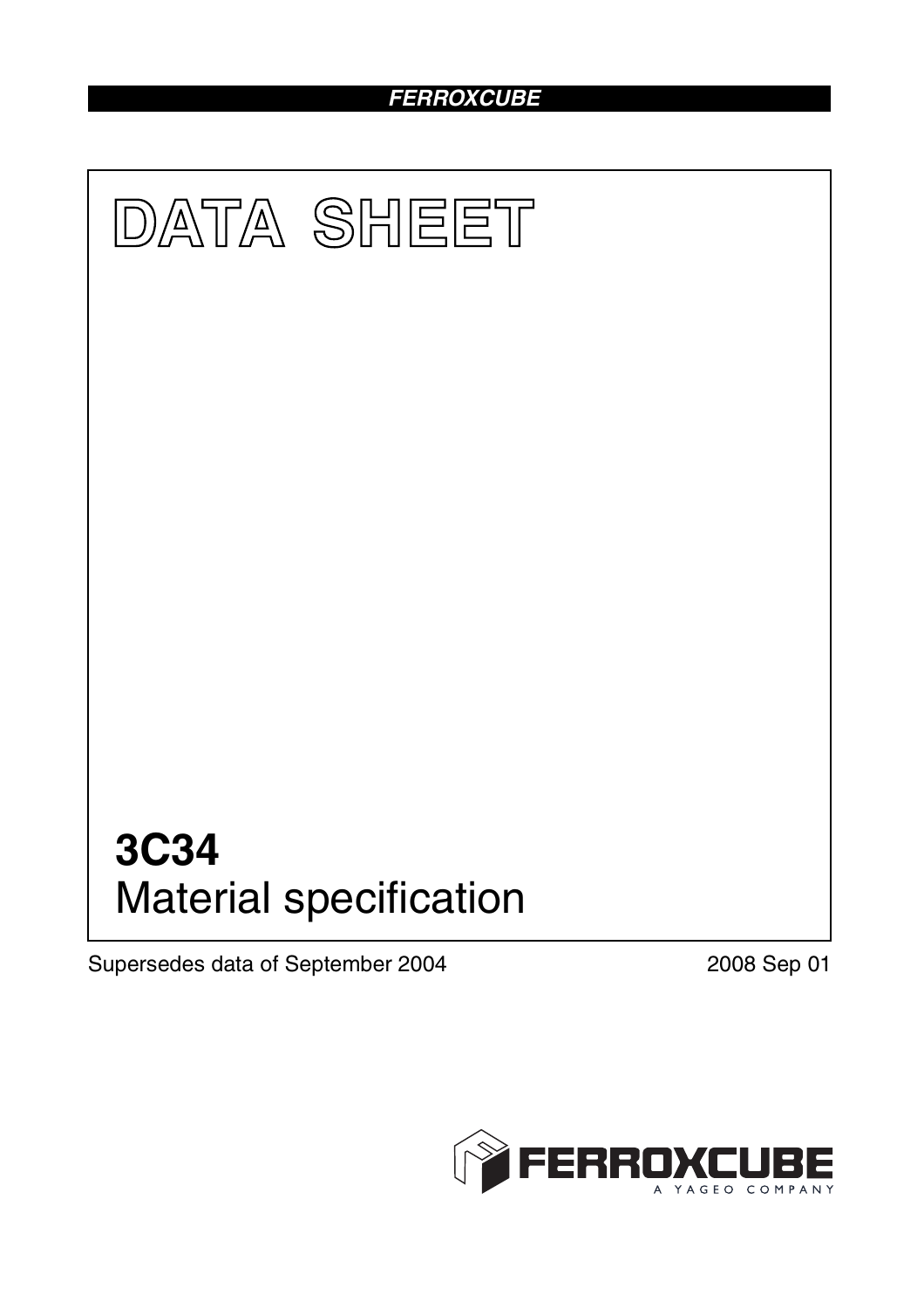FERROXCUBE

# DATA SHEET

# 3C34

## Material specification

Supersedes data of September 2004

2008 Sep 01

FERROXCUBE

A YAGEO COMPANY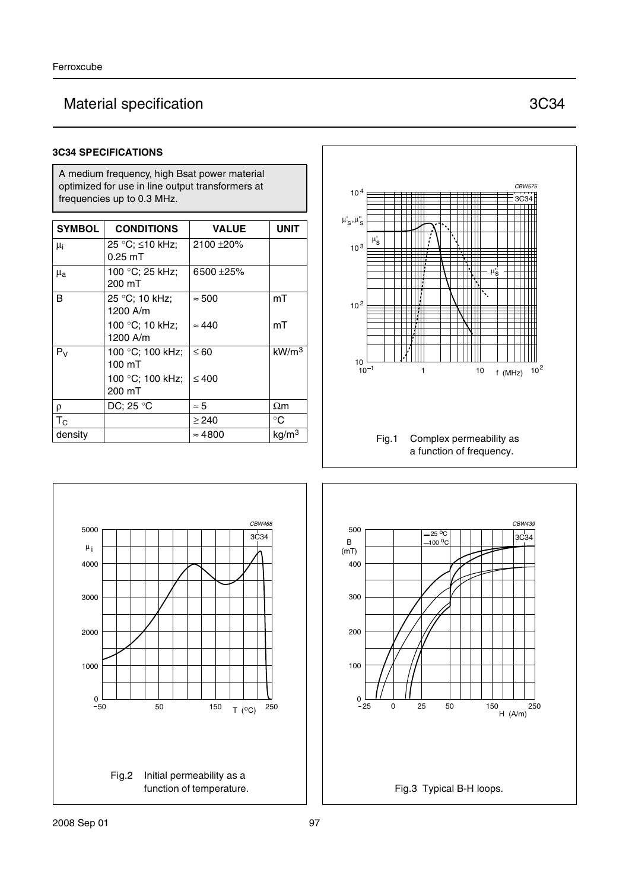# Material specification 3C34

### 3C34 SPECIFICATIONS

A medium frequency, high Bsat power material optimized for use in line output transformers at frequencies up to 0.3 MHz.

| SYMBOL | CONDITIONS | VALUE | UNIT |
|---|---|---|---|
| $\mu_i$ | 25 °C; ≤10 kHz; 0.25 mT | 2100 ±20% | |
| $\mu_a$ | 100 °C; 25 kHz; 200 mT | 6500 ±25% | |
| B | 25 °C; 10 kHz; 1200 A/m | ≈ 500 | mT |
| | 100 °C; 10 kHz; 1200 A/m | ≈ 440 | mT |
| $P_V$ | 100 °C; 100 kHz; 100 mT | ≤ 60 | $kW/m^3$ |
| | 100 °C; 100 kHz; 200 mT | ≤ 400 | |
| ρ | DC; 25 °C | ≈ 5 | Ωm |
| $T_C$ | | ≥ 240 | °C |
| density | | ≈ 4800 | $kg/m^3$ |

Fig.1 Complex permeability as a function of frequency.

Fig.2 Initial permeability as a function of temperature.

Fig.3 Typical B-H loops.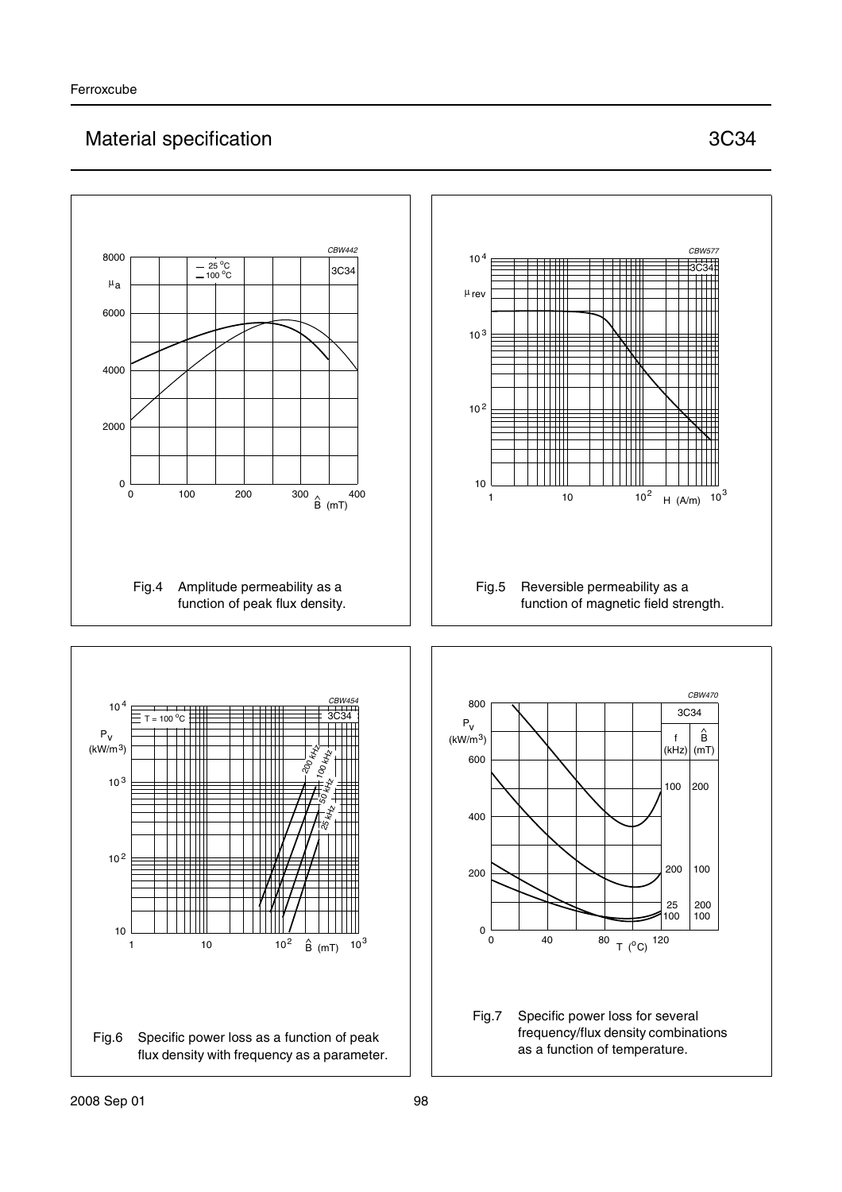# Material specification — 3C34

Fig.4 Amplitude permeability as a function of peak flux density.

Fig.5 Reversible permeability as a function of magnetic field strength.

Fig.6 Specific power loss as a function of peak flux density with frequency as a parameter.

Fig.7 Specific power loss for several frequency/flux density combinations as a function of temperature.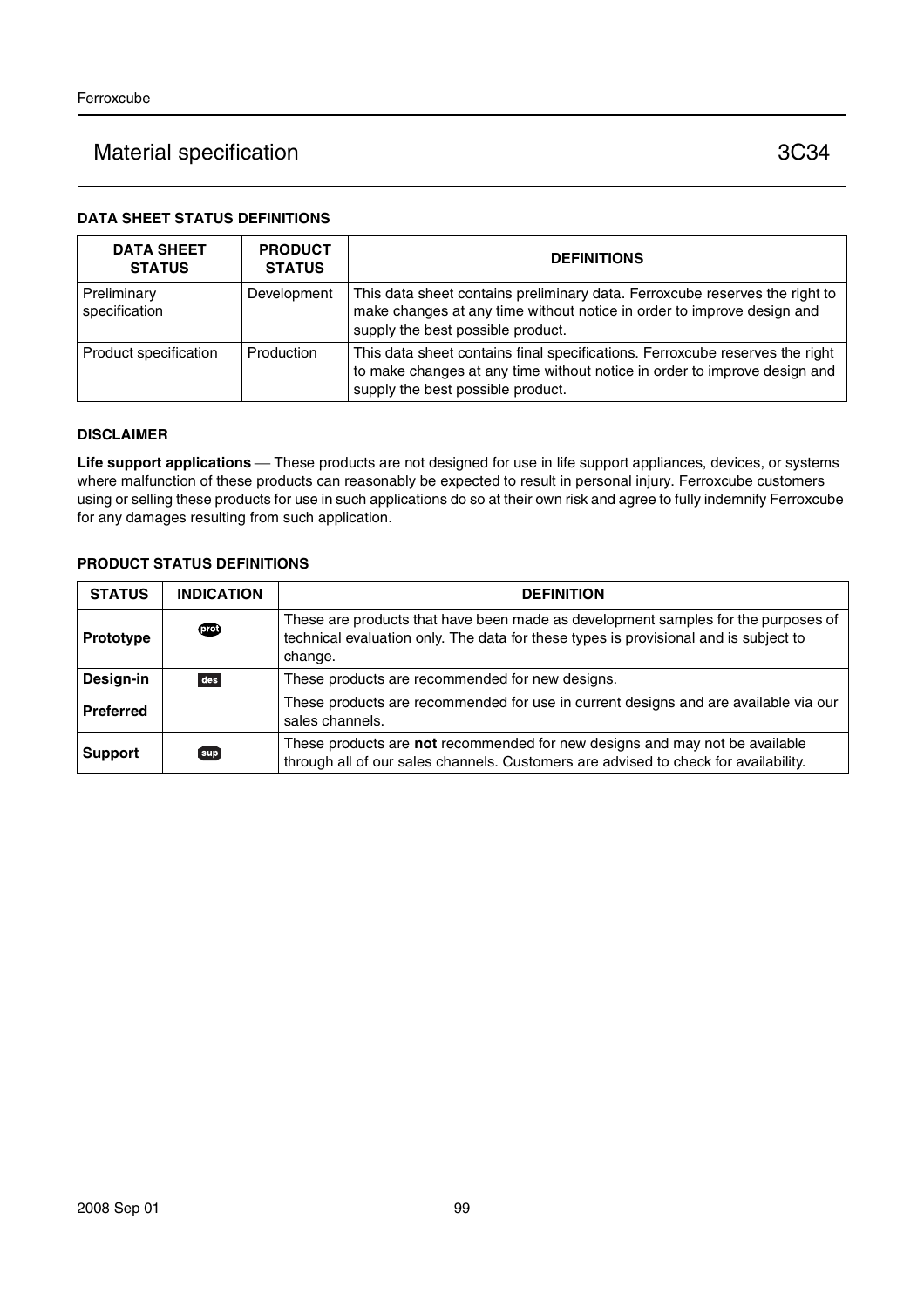## Material specification 3C34

### DATA SHEET STATUS DEFINITIONS

| DATA SHEET STATUS | PRODUCT STATUS | DEFINITIONS |
| --- | --- | --- |
| Preliminary specification | Development | This data sheet contains preliminary data. Ferroxcube reserves the right to make changes at any time without notice in order to improve design and supply the best possible product. |
| Product specification | Production | This data sheet contains final specifications. Ferroxcube reserves the right to make changes at any time without notice in order to improve design and supply the best possible product. |

### DISCLAIMER

**Life support applications** — These products are not designed for use in life support appliances, devices, or systems where malfunction of these products can reasonably be expected to result in personal injury. Ferroxcube customers using or selling these products for use in such applications do so at their own risk and agree to fully indemnify Ferroxcube for any damages resulting from such application.

### PRODUCT STATUS DEFINITIONS

| STATUS | INDICATION | DEFINITION |
| --- | --- | --- |
| **Prototype** | prot | These are products that have been made as development samples for the purposes of technical evaluation only. The data for these types is provisional and is subject to change. |
| **Design-in** | des | These products are recommended for new designs. |
| **Preferred** | | These products are recommended for use in current designs and are available via our sales channels. |
| **Support** | sup | These products are **not** recommended for new designs and may not be available through all of our sales channels. Customers are advised to check for availability. |